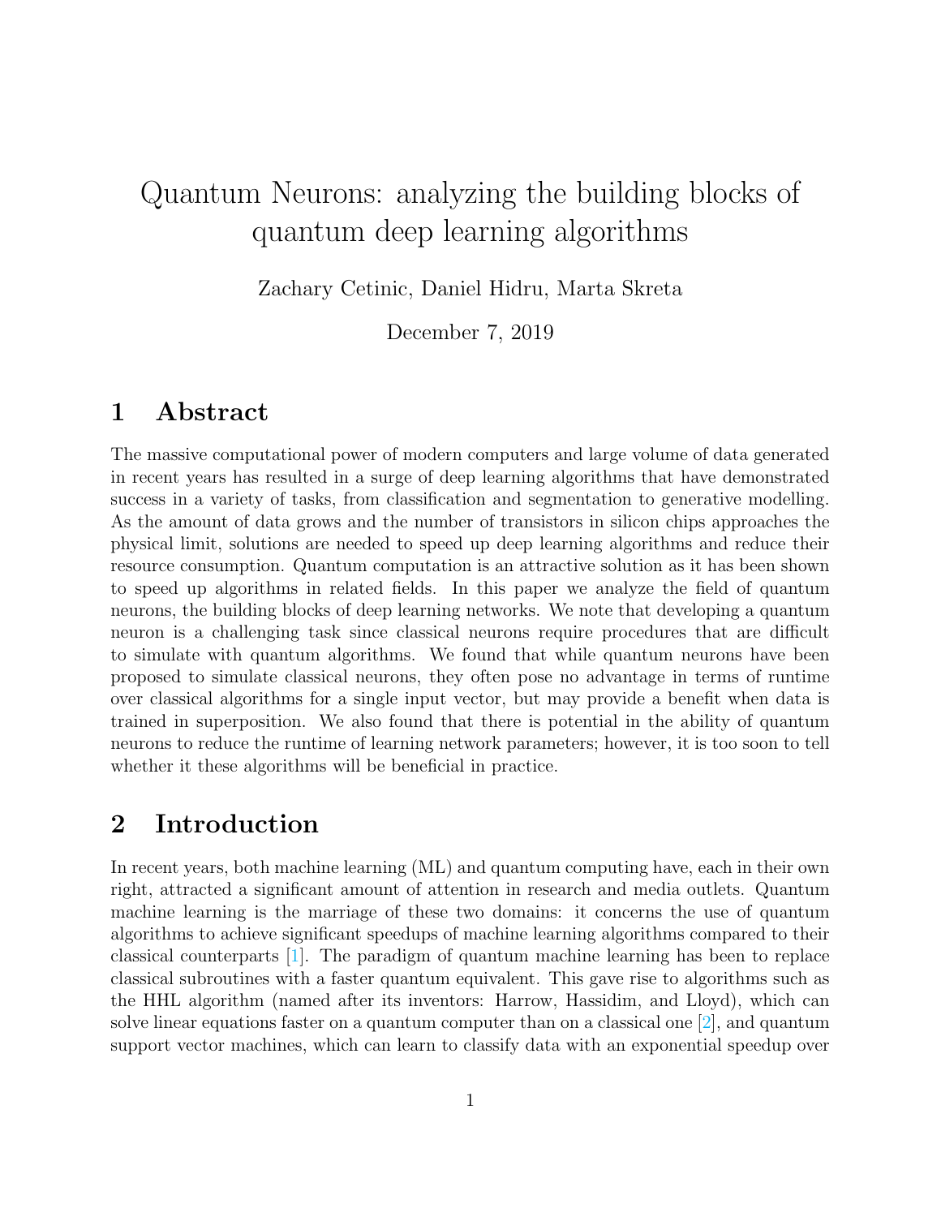# Quantum Neurons: analyzing the building blocks of quantum deep learning algorithms

Zachary Cetinic, Daniel Hidru, Marta Skreta

December 7, 2019

## 1 Abstract

The massive computational power of modern computers and large volume of data generated in recent years has resulted in a surge of deep learning algorithms that have demonstrated success in a variety of tasks, from classification and segmentation to generative modelling. As the amount of data grows and the number of transistors in silicon chips approaches the physical limit, solutions are needed to speed up deep learning algorithms and reduce their resource consumption. Quantum computation is an attractive solution as it has been shown to speed up algorithms in related fields. In this paper we analyze the field of quantum neurons, the building blocks of deep learning networks. We note that developing a quantum neuron is a challenging task since classical neurons require procedures that are difficult to simulate with quantum algorithms. We found that while quantum neurons have been proposed to simulate classical neurons, they often pose no advantage in terms of runtime over classical algorithms for a single input vector, but may provide a benefit when data is trained in superposition. We also found that there is potential in the ability of quantum neurons to reduce the runtime of learning network parameters; however, it is too soon to tell whether it these algorithms will be beneficial in practice.

## 2 Introduction

In recent years, both machine learning (ML) and quantum computing have, each in their own right, attracted a significant amount of attention in research and media outlets. Quantum machine learning is the marriage of these two domains: it concerns the use of quantum algorithms to achieve significant speedups of machine learning algorithms compared to their classical counterparts [1]. The paradigm of quantum machine learning has been to replace classical subroutines with a faster quantum equivalent. This gave rise to algorithms such as the HHL algorithm (named after its inventors: Harrow, Hassidim, and Lloyd), which can solve linear equations faster on a quantum computer than on a classical one [2], and quantum support vector machines, which can learn to classify data with an exponential speedup over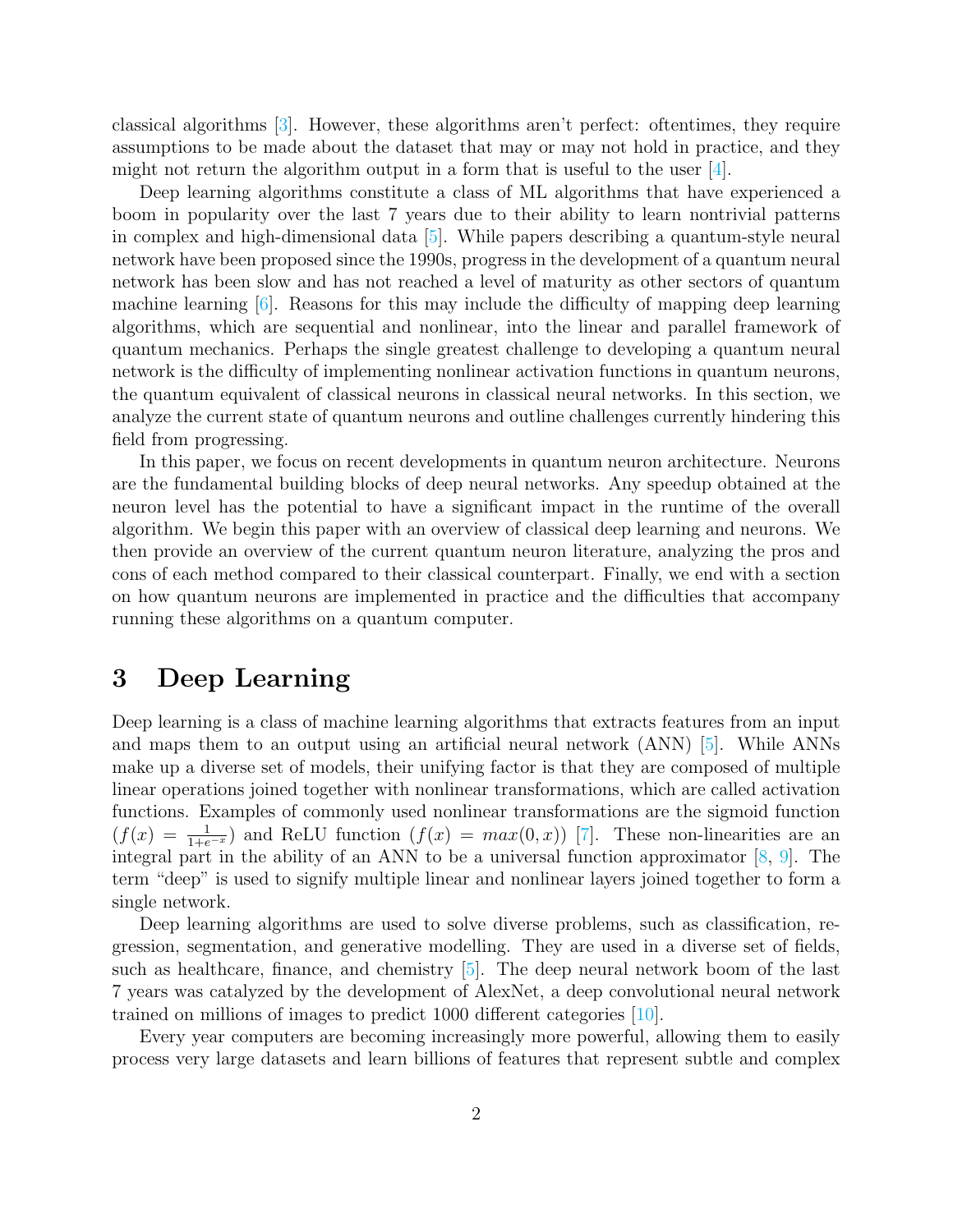classical algorithms [3]. However, these algorithms aren't perfect: oftentimes, they require assumptions to be made about the dataset that may or may not hold in practice, and they might not return the algorithm output in a form that is useful to the user [4].

Deep learning algorithms constitute a class of ML algorithms that have experienced a boom in popularity over the last 7 years due to their ability to learn nontrivial patterns in complex and high-dimensional data [5]. While papers describing a quantum-style neural network have been proposed since the 1990s, progress in the development of a quantum neural network has been slow and has not reached a level of maturity as other sectors of quantum machine learning [6]. Reasons for this may include the difficulty of mapping deep learning algorithms, which are sequential and nonlinear, into the linear and parallel framework of quantum mechanics. Perhaps the single greatest challenge to developing a quantum neural network is the difficulty of implementing nonlinear activation functions in quantum neurons, the quantum equivalent of classical neurons in classical neural networks. In this section, we analyze the current state of quantum neurons and outline challenges currently hindering this field from progressing.

In this paper, we focus on recent developments in quantum neuron architecture. Neurons are the fundamental building blocks of deep neural networks. Any speedup obtained at the neuron level has the potential to have a significant impact in the runtime of the overall algorithm. We begin this paper with an overview of classical deep learning and neurons. We then provide an overview of the current quantum neuron literature, analyzing the pros and cons of each method compared to their classical counterpart. Finally, we end with a section on how quantum neurons are implemented in practice and the difficulties that accompany running these algorithms on a quantum computer.

# 3 Deep Learning

Deep learning is a class of machine learning algorithms that extracts features from an input and maps them to an output using an artificial neural network (ANN) [5]. While ANNs make up a diverse set of models, their unifying factor is that they are composed of multiple linear operations joined together with nonlinear transformations, which are called activation functions. Examples of commonly used nonlinear transformations are the sigmoid function ($f(x) = \frac{1}{1+e^{-x}}$) and ReLU function ($f(x) = max(0, x)$) [7]. These non-linearities are an integral part in the ability of an ANN to be a universal function approximator [8, 9]. The term "deep" is used to signify multiple linear and nonlinear layers joined together to form a single network.

Deep learning algorithms are used to solve diverse problems, such as classification, regression, segmentation, and generative modelling. They are used in a diverse set of fields, such as healthcare, finance, and chemistry [5]. The deep neural network boom of the last 7 years was catalyzed by the development of AlexNet, a deep convolutional neural network trained on millions of images to predict 1000 different categories [10].

Every year computers are becoming increasingly more powerful, allowing them to easily process very large datasets and learn billions of features that represent subtle and complex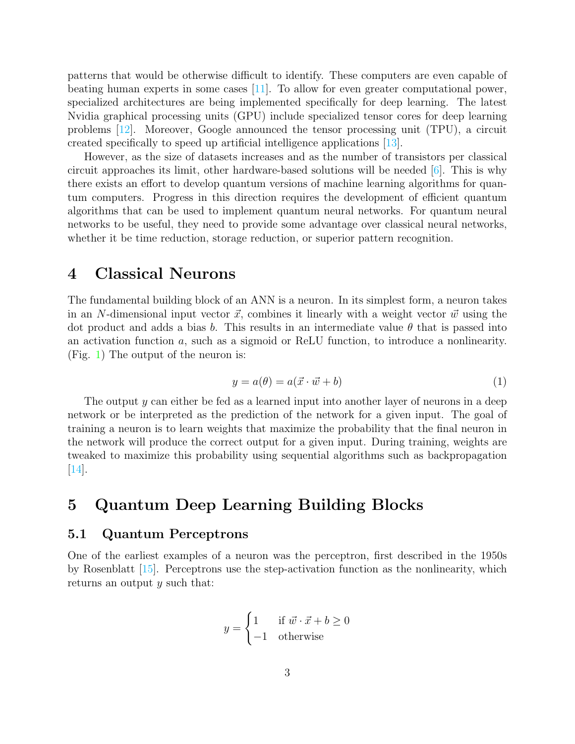patterns that would be otherwise difficult to identify. These computers are even capable of beating human experts in some cases [11]. To allow for even greater computational power, specialized architectures are being implemented specifically for deep learning. The latest Nvidia graphical processing units (GPU) include specialized tensor cores for deep learning problems [12]. Moreover, Google announced the tensor processing unit (TPU), a circuit created specifically to speed up artificial intelligence applications [13].

However, as the size of datasets increases and as the number of transistors per classical circuit approaches its limit, other hardware-based solutions will be needed [6]. This is why there exists an effort to develop quantum versions of machine learning algorithms for quantum computers. Progress in this direction requires the development of efficient quantum algorithms that can be used to implement quantum neural networks. For quantum neural networks to be useful, they need to provide some advantage over classical neural networks, whether it be time reduction, storage reduction, or superior pattern recognition.

# 4 Classical Neurons

The fundamental building block of an ANN is a neuron. In its simplest form, a neuron takes in an $N$-dimensional input vector $\vec{x}$, combines it linearly with a weight vector $\vec{w}$ using the dot product and adds a bias $b$. This results in an intermediate value $\theta$ that is passed into an activation function $a$, such as a sigmoid or ReLU function, to introduce a nonlinearity. (Fig. 1) The output of the neuron is:

$$y = a(\theta) = a(\vec{x} \cdot \vec{w} + b) \tag{1}$$

The output $y$ can either be fed as a learned input into another layer of neurons in a deep network or be interpreted as the prediction of the network for a given input. The goal of training a neuron is to learn weights that maximize the probability that the final neuron in the network will produce the correct output for a given input. During training, weights are tweaked to maximize this probability using sequential algorithms such as backpropagation [14].

# 5 Quantum Deep Learning Building Blocks

## 5.1 Quantum Perceptrons

One of the earliest examples of a neuron was the perceptron, first described in the 1950s by Rosenblatt [15]. Perceptrons use the step-activation function as the nonlinearity, which returns an output $y$ such that:

$$y = \begin{cases} 1 & \text{if } \vec{w} \cdot \vec{x} + b \geq 0 \\ -1 & \text{otherwise} \end{cases}$$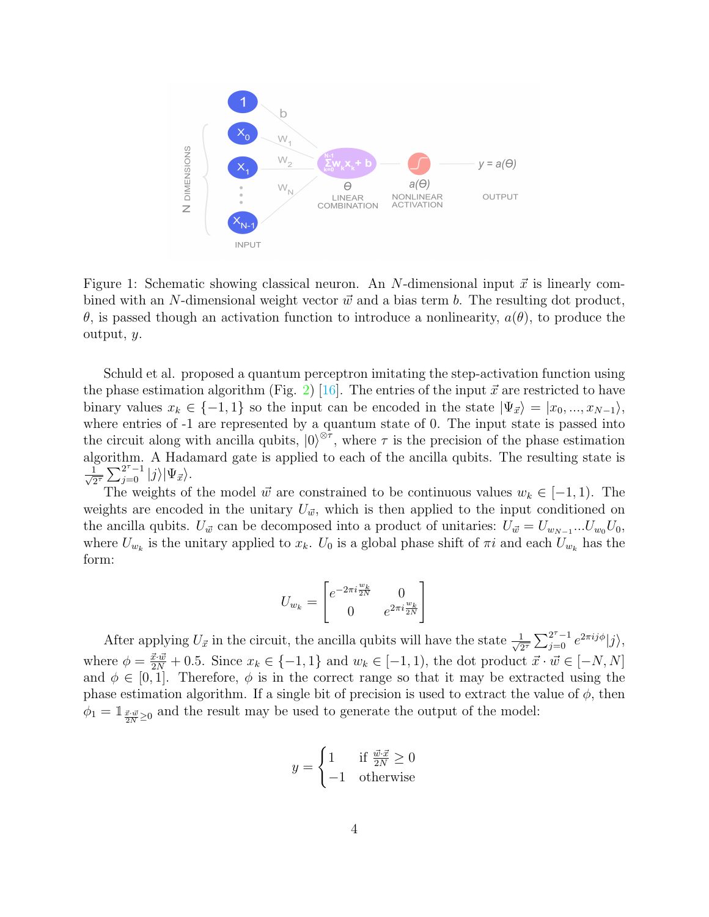Figure 1: Schematic showing classical neuron. An $N$-dimensional input $\vec{x}$ is linearly combined with an $N$-dimensional weight vector $\vec{w}$ and a bias term $b$. The resulting dot product, $\theta$, is passed though an activation function to introduce a nonlinearity, $a(\theta)$, to produce the output, $y$.

Schuld et al. proposed a quantum perceptron imitating the step-activation function using the phase estimation algorithm (Fig. 2) [16]. The entries of the input $\vec{x}$ are restricted to have binary values $x_k \in \{-1, 1\}$ so the input can be encoded in the state $|\Psi_{\vec{x}}\rangle = |x_0, ..., x_{N-1}\rangle$, where entries of -1 are represented by a quantum state of 0. The input state is passed into the circuit along with ancilla qubits, $|0\rangle^{\otimes\tau}$, where $\tau$ is the precision of the phase estimation algorithm. A Hadamard gate is applied to each of the ancilla qubits. The resulting state is $\frac{1}{\sqrt{2^\tau}}\sum_{j=0}^{2^\tau-1}|j\rangle|\Psi_{\vec{x}}\rangle$.

The weights of the model $\vec{w}$ are constrained to be continuous values $w_k \in [-1, 1)$. The weights are encoded in the unitary $U_{\vec{w}}$, which is then applied to the input conditioned on the ancilla qubits. $U_{\vec{w}}$ can be decomposed into a product of unitaries: $U_{\vec{w}} = U_{w_{N-1}}...U_{w_0}U_0$, where $U_{w_k}$ is the unitary applied to $x_k$. $U_0$ is a global phase shift of $\pi i$ and each $U_{w_k}$ has the form:

$$U_{w_k} = \begin{bmatrix} e^{-2\pi i \frac{w_k}{2N}} & 0 \\ 0 & e^{2\pi i \frac{w_k}{2N}} \end{bmatrix}$$

After applying $U_{\vec{x}}$ in the circuit, the ancilla qubits will have the state $\frac{1}{\sqrt{2^\tau}}\sum_{j=0}^{2^\tau-1}e^{2\pi i j\phi}|j\rangle$, where $\phi = \frac{\vec{x}\cdot\vec{w}}{2N} + 0.5$. Since $x_k \in \{-1, 1\}$ and $w_k \in [-1, 1)$, the dot product $\vec{x}\cdot\vec{w} \in [-N, N]$ and $\phi \in [0, 1]$. Therefore, $\phi$ is in the correct range so that it may be extracted using the phase estimation algorithm. If a single bit of precision is used to extract the value of $\phi$, then $\phi_1 = \mathbb{1}_{\frac{\vec{x}\cdot\vec{w}}{2N}\geq 0}$ and the result may be used to generate the output of the model:

$$y = \begin{cases} 1 & \text{if } \frac{\vec{w}\cdot\vec{x}}{2N} \geq 0 \\ -1 & \text{otherwise} \end{cases}$$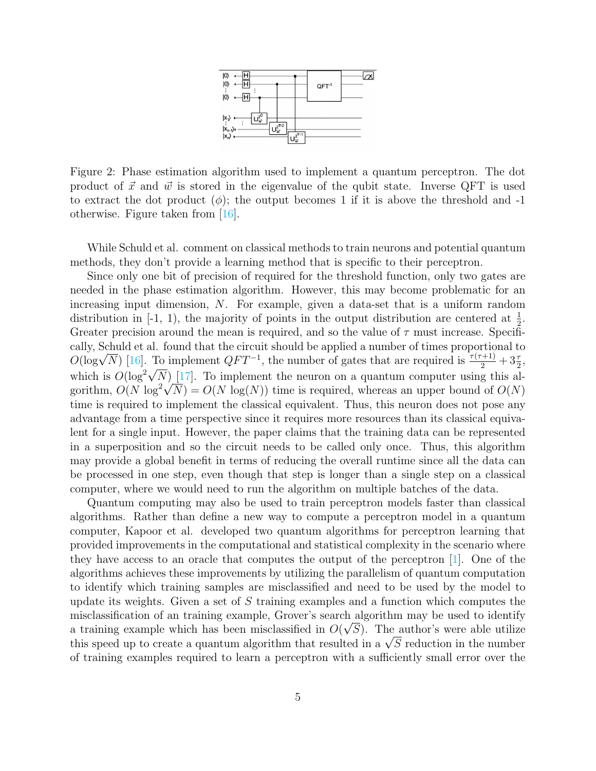Figure 2: Phase estimation algorithm used to implement a quantum perceptron. The dot product of $\vec{x}$ and $\vec{w}$ is stored in the eigenvalue of the qubit state. Inverse QFT is used to extract the dot product ($\phi$); the output becomes 1 if it is above the threshold and -1 otherwise. Figure taken from [16].

While Schuld et al. comment on classical methods to train neurons and potential quantum methods, they don't provide a learning method that is specific to their perceptron.

Since only one bit of precision of required for the threshold function, only two gates are needed in the phase estimation algorithm. However, this may become problematic for an increasing input dimension, $N$. For example, given a data-set that is a uniform random distribution in [-1, 1), the majority of points in the output distribution are centered at $\frac{1}{2}$. Greater precision around the mean is required, and so the value of $\tau$ must increase. Specifically, Schuld et al. found that the circuit should be applied a number of times proportional to $O(\log\sqrt{N})$ [16]. To implement $QFT^{-1}$, the number of gates that are required is $\frac{\tau(\tau+1)}{2} + 3\frac{\tau}{2}$, which is $O(\log^2\sqrt{N})$ [17]. To implement the neuron on a quantum computer using this algorithm, $O(N \log^2\sqrt{N}) = O(N \log(N))$ time is required, whereas an upper bound of $O(N)$ time is required to implement the classical equivalent. Thus, this neuron does not pose any advantage from a time perspective since it requires more resources than its classical equivalent for a single input. However, the paper claims that the training data can be represented in a superposition and so the circuit needs to be called only once. Thus, this algorithm may provide a global benefit in terms of reducing the overall runtime since all the data can be processed in one step, even though that step is longer than a single step on a classical computer, where we would need to run the algorithm on multiple batches of the data.

Quantum computing may also be used to train perceptron models faster than classical algorithms. Rather than define a new way to compute a perceptron model in a quantum computer, Kapoor et al. developed two quantum algorithms for perceptron learning that provided improvements in the computational and statistical complexity in the scenario where they have access to an oracle that computes the output of the perceptron [1]. One of the algorithms achieves these improvements by utilizing the parallelism of quantum computation to identify which training samples are misclassified and need to be used by the model to update its weights. Given a set of $S$ training examples and a function which computes the misclassification of an training example, Grover's search algorithm may be used to identify a training example which has been misclassified in $O(\sqrt{S})$. The author's were able utilize this speed up to create a quantum algorithm that resulted in a $\sqrt{S}$ reduction in the number of training examples required to learn a perceptron with a sufficiently small error over the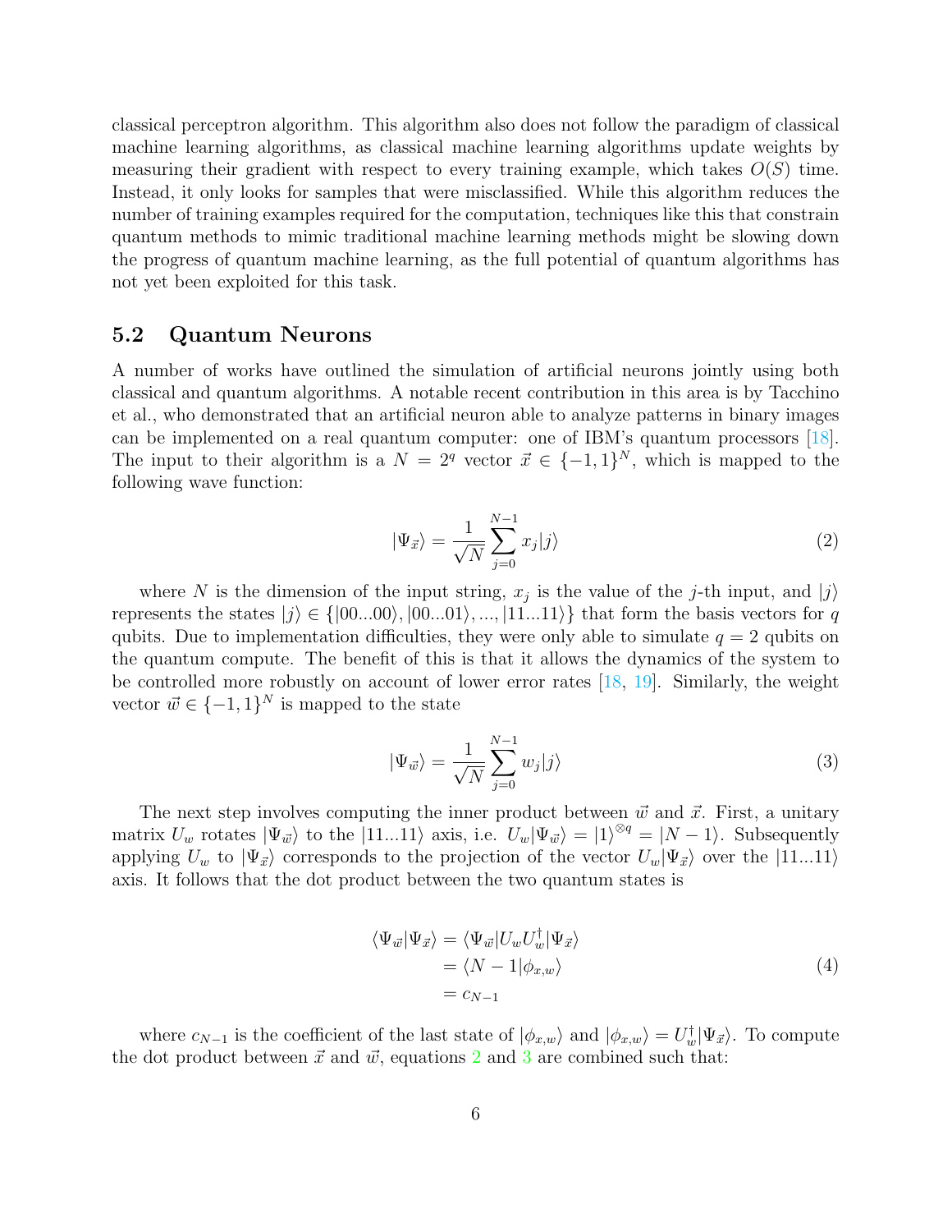classical perceptron algorithm. This algorithm also does not follow the paradigm of classical machine learning algorithms, as classical machine learning algorithms update weights by measuring their gradient with respect to every training example, which takes $O(S)$ time. Instead, it only looks for samples that were misclassified. While this algorithm reduces the number of training examples required for the computation, techniques like this that constrain quantum methods to mimic traditional machine learning methods might be slowing down the progress of quantum machine learning, as the full potential of quantum algorithms has not yet been exploited for this task.

### 5.2 Quantum Neurons

A number of works have outlined the simulation of artificial neurons jointly using both classical and quantum algorithms. A notable recent contribution in this area is by Tacchino et al., who demonstrated that an artificial neuron able to analyze patterns in binary images can be implemented on a real quantum computer: one of IBM's quantum processors [18]. The input to their algorithm is a $N = 2^q$ vector $\vec{x} \in \{-1, 1\}^N$, which is mapped to the following wave function:

$$|\Psi_{\vec{x}}\rangle = \frac{1}{\sqrt{N}} \sum_{j=0}^{N-1} x_j |j\rangle \tag{2}$$

where $N$ is the dimension of the input string, $x_j$ is the value of the $j$-th input, and $|j\rangle$ represents the states $|j\rangle \in \{|00...00\rangle, |00...01\rangle, ..., |11...11\rangle\}$ that form the basis vectors for $q$ qubits. Due to implementation difficulties, they were only able to simulate $q = 2$ qubits on the quantum compute. The benefit of this is that it allows the dynamics of the system to be controlled more robustly on account of lower error rates [18, 19]. Similarly, the weight vector $\vec{w} \in \{-1, 1\}^N$ is mapped to the state

$$|\Psi_{\vec{w}}\rangle = \frac{1}{\sqrt{N}} \sum_{j=0}^{N-1} w_j |j\rangle \tag{3}$$

The next step involves computing the inner product between $\vec{w}$ and $\vec{x}$. First, a unitary matrix $U_w$ rotates $|\Psi_{\vec{w}}\rangle$ to the $|11...11\rangle$ axis, i.e. $U_w|\Psi_{\vec{w}}\rangle = |1\rangle^{\otimes q} = |N-1\rangle$. Subsequently applying $U_w$ to $|\Psi_{\vec{x}}\rangle$ corresponds to the projection of the vector $U_w|\Psi_{\vec{x}}\rangle$ over the $|11...11\rangle$ axis. It follows that the dot product between the two quantum states is

$$\begin{aligned}
\langle \Psi_{\vec{w}} | \Psi_{\vec{x}} \rangle &= \langle \Psi_{\vec{w}} | U_w U_w^\dagger | \Psi_{\vec{x}} \rangle \\
&= \langle N-1 | \phi_{x,w} \rangle \\
&= c_{N-1}
\end{aligned} \tag{4}$$

where $c_{N-1}$ is the coefficient of the last state of $|\phi_{x,w}\rangle$ and $|\phi_{x,w}\rangle = U_w^\dagger |\Psi_{\vec{x}}\rangle$. To compute the dot product between $\vec{x}$ and $\vec{w}$, equations 2 and 3 are combined such that: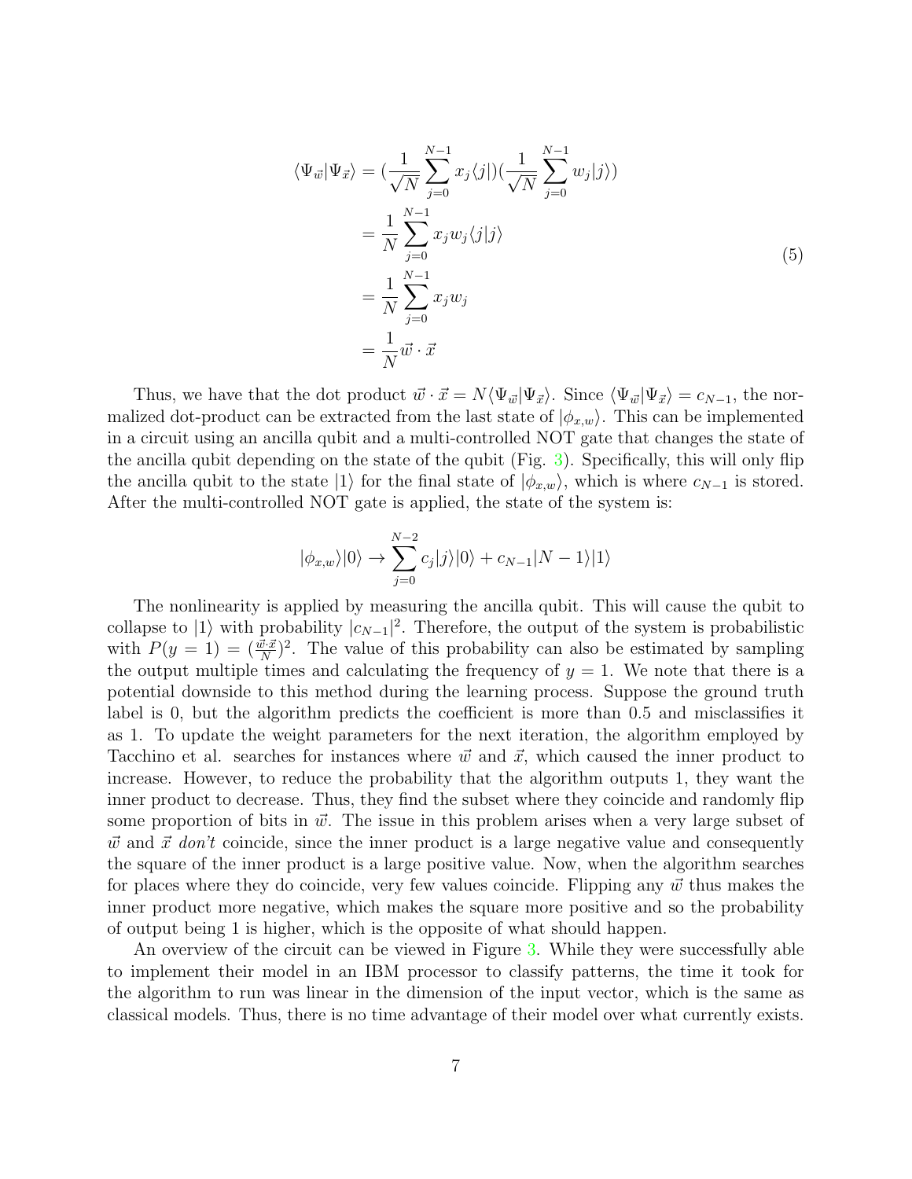$$
\begin{aligned}
\langle \Psi_{\vec{w}} | \Psi_{\vec{x}} \rangle &= (\frac{1}{\sqrt{N}} \sum_{j=0}^{N-1} x_j \langle j |)(\frac{1}{\sqrt{N}} \sum_{j=0}^{N-1} w_j | j \rangle) \\
&= \frac{1}{N} \sum_{j=0}^{N-1} x_j w_j \langle j | j \rangle \\
&= \frac{1}{N} \sum_{j=0}^{N-1} x_j w_j \\
&= \frac{1}{N} \vec{w} \cdot \vec{x}
\end{aligned}
\tag{5}
$$

Thus, we have that the dot product $\vec{w} \cdot \vec{x} = N \langle \Psi_{\vec{w}} | \Psi_{\vec{x}} \rangle$. Since $\langle \Psi_{\vec{w}} | \Psi_{\vec{x}} \rangle = c_{N-1}$, the normalized dot-product can be extracted from the last state of $|\phi_{x,w}\rangle$. This can be implemented in a circuit using an ancilla qubit and a multi-controlled NOT gate that changes the state of the ancilla qubit depending on the state of the qubit (Fig. 3). Specifically, this will only flip the ancilla qubit to the state $|1\rangle$ for the final state of $|\phi_{x,w}\rangle$, which is where $c_{N-1}$ is stored. After the multi-controlled NOT gate is applied, the state of the system is:

$$
|\phi_{x,w}\rangle|0\rangle \rightarrow \sum_{j=0}^{N-2} c_j |j\rangle|0\rangle + c_{N-1}|N-1\rangle|1\rangle
$$

The nonlinearity is applied by measuring the ancilla qubit. This will cause the qubit to collapse to $|1\rangle$ with probability $|c_{N-1}|^2$. Therefore, the output of the system is probabilistic with $P(y=1) = (\frac{\vec{w} \cdot \vec{x}}{N})^2$. The value of this probability can also be estimated by sampling the output multiple times and calculating the frequency of $y = 1$. We note that there is a potential downside to this method during the learning process. Suppose the ground truth label is 0, but the algorithm predicts the coefficient is more than 0.5 and misclassifies it as 1. To update the weight parameters for the next iteration, the algorithm employed by Tacchino et al. searches for instances where $\vec{w}$ and $\vec{x}$, which caused the inner product to increase. However, to reduce the probability that the algorithm outputs 1, they want the inner product to decrease. Thus, they find the subset where they coincide and randomly flip some proportion of bits in $\vec{w}$. The issue in this problem arises when a very large subset of $\vec{w}$ and $\vec{x}$ *don't* coincide, since the inner product is a large negative value and consequently the square of the inner product is a large positive value. Now, when the algorithm searches for places where they do coincide, very few values coincide. Flipping any $\vec{w}$ thus makes the inner product more negative, which makes the square more positive and so the probability of output being 1 is higher, which is the opposite of what should happen.

An overview of the circuit can be viewed in Figure 3. While they were successfully able to implement their model in an IBM processor to classify patterns, the time it took for the algorithm to run was linear in the dimension of the input vector, which is the same as classical models. Thus, there is no time advantage of their model over what currently exists.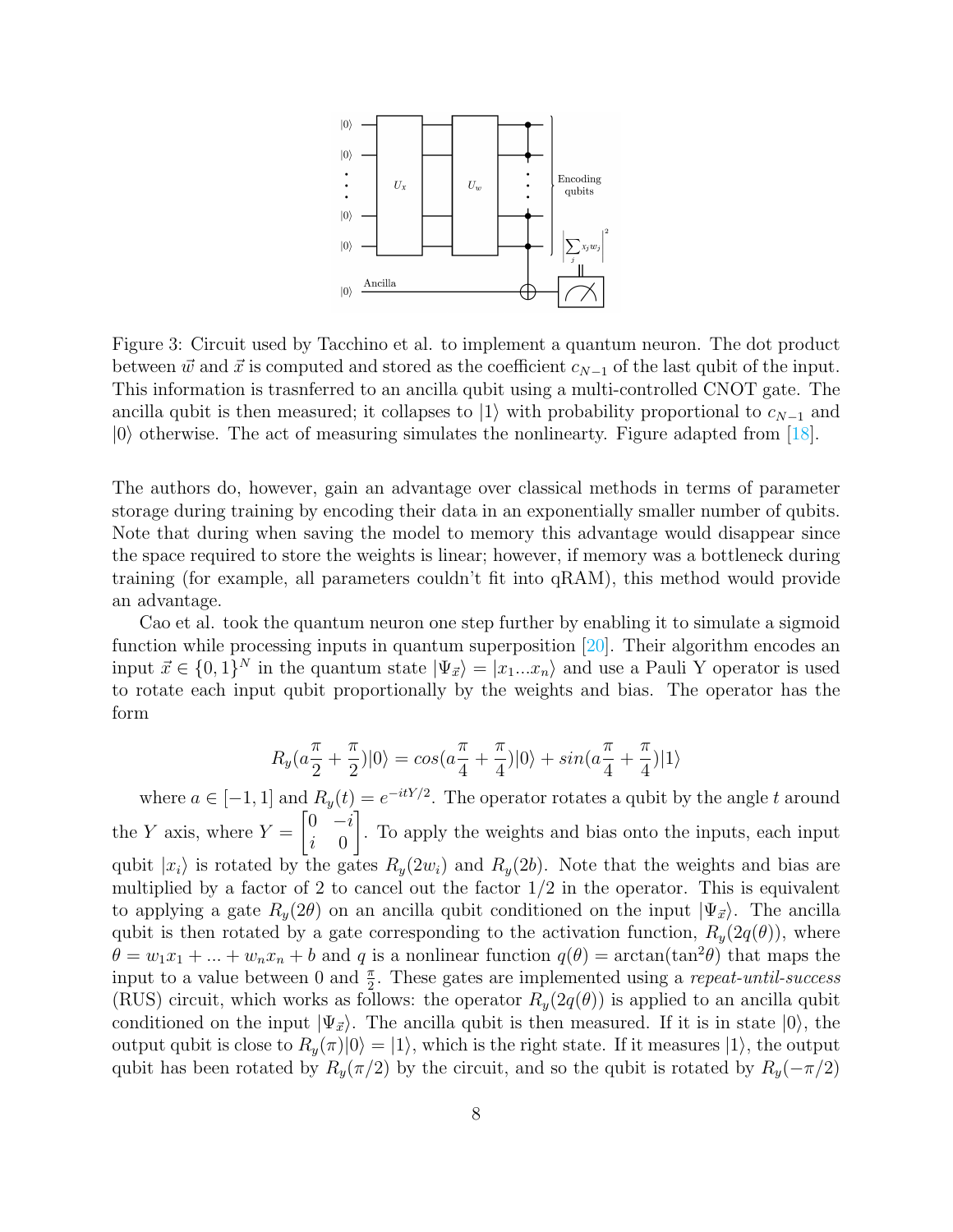Figure 3: Circuit used by Tacchino et al. to implement a quantum neuron. The dot product between $\vec{w}$ and $\vec{x}$ is computed and stored as the coefficient $c_{N-1}$ of the last qubit of the input. This information is trasnferred to an ancilla qubit using a multi-controlled CNOT gate. The ancilla qubit is then measured; it collapses to $|1\rangle$ with probability proportional to $c_{N-1}$ and $|0\rangle$ otherwise. The act of measuring simulates the nonlinearty. Figure adapted from [18].

The authors do, however, gain an advantage over classical methods in terms of parameter storage during training by encoding their data in an exponentially smaller number of qubits. Note that during when saving the model to memory this advantage would disappear since the space required to store the weights is linear; however, if memory was a bottleneck during training (for example, all parameters couldn't fit into qRAM), this method would provide an advantage.

Cao et al. took the quantum neuron one step further by enabling it to simulate a sigmoid function while processing inputs in quantum superposition [20]. Their algorithm encodes an input $\vec{x} \in \{0,1\}^N$ in the quantum state $|\Psi_{\vec{x}}\rangle = |x_1...x_n\rangle$ and use a Pauli Y operator is used to rotate each input qubit proportionally by the weights and bias. The operator has the form

$$R_y(a\frac{\pi}{2} + \frac{\pi}{2})|0\rangle = cos(a\frac{\pi}{4} + \frac{\pi}{4})|0\rangle + sin(a\frac{\pi}{4} + \frac{\pi}{4})|1\rangle$$

where $a \in [-1,1]$ and $R_y(t) = e^{-itY/2}$. The operator rotates a qubit by the angle $t$ around the $Y$ axis, where $Y = \begin{bmatrix} 0 & -i \\ i & 0 \end{bmatrix}$. To apply the weights and bias onto the inputs, each input qubit $|x_i\rangle$ is rotated by the gates $R_y(2w_i)$ and $R_y(2b)$. Note that the weights and bias are multiplied by a factor of 2 to cancel out the factor 1/2 in the operator. This is equivalent to applying a gate $R_y(2\theta)$ on an ancilla qubit conditioned on the input $|\Psi_{\vec{x}}\rangle$. The ancilla qubit is then rotated by a gate corresponding to the activation function, $R_y(2q(\theta))$, where $\theta = w_1x_1 + ... + w_nx_n + b$ and $q$ is a nonlinear function $q(\theta) = \arctan(\tan^2\theta)$ that maps the input to a value between 0 and $\frac{\pi}{2}$. These gates are implemented using a *repeat-until-success* (RUS) circuit, which works as follows: the operator $R_y(2q(\theta))$ is applied to an ancilla qubit conditioned on the input $|\Psi_{\vec{x}}\rangle$. The ancilla qubit is then measured. If it is in state $|0\rangle$, the output qubit is close to $R_y(\pi)|0\rangle = |1\rangle$, which is the right state. If it measures $|1\rangle$, the output qubit has been rotated by $R_y(\pi/2)$ by the circuit, and so the qubit is rotated by $R_y(-\pi/2)$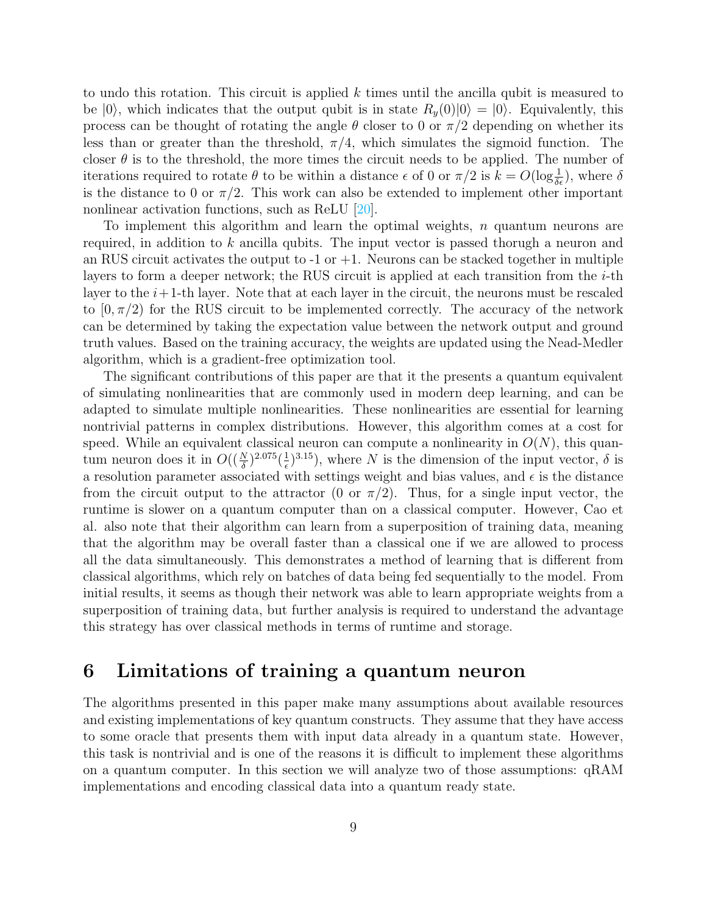to undo this rotation. This circuit is applied $k$ times until the ancilla qubit is measured to be $|0\rangle$, which indicates that the output qubit is in state $R_y(0)|0\rangle = |0\rangle$. Equivalently, this process can be thought of rotating the angle $\theta$ closer to 0 or $\pi/2$ depending on whether its less than or greater than the threshold, $\pi/4$, which simulates the sigmoid function. The closer $\theta$ is to the threshold, the more times the circuit needs to be applied. The number of iterations required to rotate $\theta$ to be within a distance $\epsilon$ of 0 or $\pi/2$ is $k = O(\log \frac{1}{\delta\epsilon})$, where $\delta$ is the distance to 0 or $\pi/2$. This work can also be extended to implement other important nonlinear activation functions, such as ReLU [20].

To implement this algorithm and learn the optimal weights, $n$ quantum neurons are required, in addition to $k$ ancilla qubits. The input vector is passed thorugh a neuron and an RUS circuit activates the output to -1 or +1. Neurons can be stacked together in multiple layers to form a deeper network; the RUS circuit is applied at each transition from the $i$-th layer to the $i+1$-th layer. Note that at each layer in the circuit, the neurons must be rescaled to $[0, \pi/2)$ for the RUS circuit to be implemented correctly. The accuracy of the network can be determined by taking the expectation value between the network output and ground truth values. Based on the training accuracy, the weights are updated using the Nead-Medler algorithm, which is a gradient-free optimization tool.

The significant contributions of this paper are that it the presents a quantum equivalent of simulating nonlinearities that are commonly used in modern deep learning, and can be adapted to simulate multiple nonlinearities. These nonlinearities are essential for learning nontrivial patterns in complex distributions. However, this algorithm comes at a cost for speed. While an equivalent classical neuron can compute a nonlinearity in $O(N)$, this quantum neuron does it in $O((\frac{N}{\delta})^{2.075}(\frac{1}{\epsilon})^{3.15})$, where $N$ is the dimension of the input vector, $\delta$ is a resolution parameter associated with settings weight and bias values, and $\epsilon$ is the distance from the circuit output to the attractor (0 or $\pi/2$). Thus, for a single input vector, the runtime is slower on a quantum computer than on a classical computer. However, Cao et al. also note that their algorithm can learn from a superposition of training data, meaning that the algorithm may be overall faster than a classical one if we are allowed to process all the data simultaneously. This demonstrates a method of learning that is different from classical algorithms, which rely on batches of data being fed sequentially to the model. From initial results, it seems as though their network was able to learn appropriate weights from a superposition of training data, but further analysis is required to understand the advantage this strategy has over classical methods in terms of runtime and storage.

# 6 Limitations of training a quantum neuron

The algorithms presented in this paper make many assumptions about available resources and existing implementations of key quantum constructs. They assume that they have access to some oracle that presents them with input data already in a quantum state. However, this task is nontrivial and is one of the reasons it is difficult to implement these algorithms on a quantum computer. In this section we will analyze two of those assumptions: qRAM implementations and encoding classical data into a quantum ready state.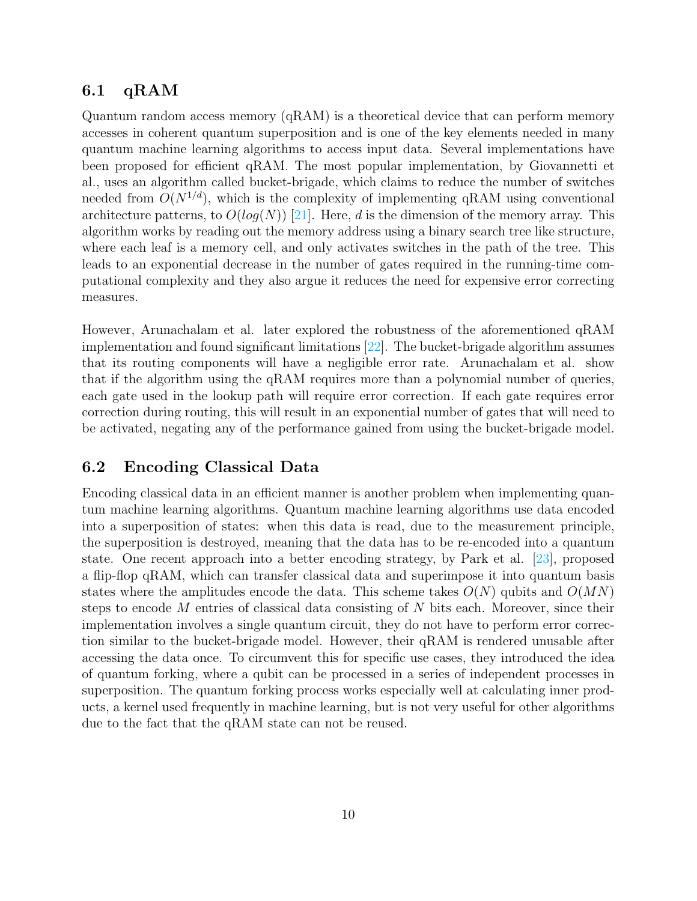## 6.1 qRAM

Quantum random access memory (qRAM) is a theoretical device that can perform memory accesses in coherent quantum superposition and is one of the key elements needed in many quantum machine learning algorithms to access input data. Several implementations have been proposed for efficient qRAM. The most popular implementation, by Giovannetti et al., uses an algorithm called bucket-brigade, which claims to reduce the number of switches needed from $O(N^{1/d})$, which is the complexity of implementing qRAM using conventional architecture patterns, to $O(log(N))$ [21]. Here, $d$ is the dimension of the memory array. This algorithm works by reading out the memory address using a binary search tree like structure, where each leaf is a memory cell, and only activates switches in the path of the tree. This leads to an exponential decrease in the number of gates required in the running-time computational complexity and they also argue it reduces the need for expensive error correcting measures.

However, Arunachalam et al. later explored the robustness of the aforementioned qRAM implementation and found significant limitations [22]. The bucket-brigade algorithm assumes that its routing components will have a negligible error rate. Arunachalam et al. show that if the algorithm using the qRAM requires more than a polynomial number of queries, each gate used in the lookup path will require error correction. If each gate requires error correction during routing, this will result in an exponential number of gates that will need to be activated, negating any of the performance gained from using the bucket-brigade model.

## 6.2 Encoding Classical Data

Encoding classical data in an efficient manner is another problem when implementing quantum machine learning algorithms. Quantum machine learning algorithms use data encoded into a superposition of states: when this data is read, due to the measurement principle, the superposition is destroyed, meaning that the data has to be re-encoded into a quantum state. One recent approach into a better encoding strategy, by Park et al. [23], proposed a flip-flop qRAM, which can transfer classical data and superimpose it into quantum basis states where the amplitudes encode the data. This scheme takes $O(N)$ qubits and $O(MN)$ steps to encode $M$ entries of classical data consisting of $N$ bits each. Moreover, since their implementation involves a single quantum circuit, they do not have to perform error correction similar to the bucket-brigade model. However, their qRAM is rendered unusable after accessing the data once. To circumvent this for specific use cases, they introduced the idea of quantum forking, where a qubit can be processed in a series of independent processes in superposition. The quantum forking process works especially well at calculating inner products, a kernel used frequently in machine learning, but is not very useful for other algorithms due to the fact that the qRAM state can not be reused.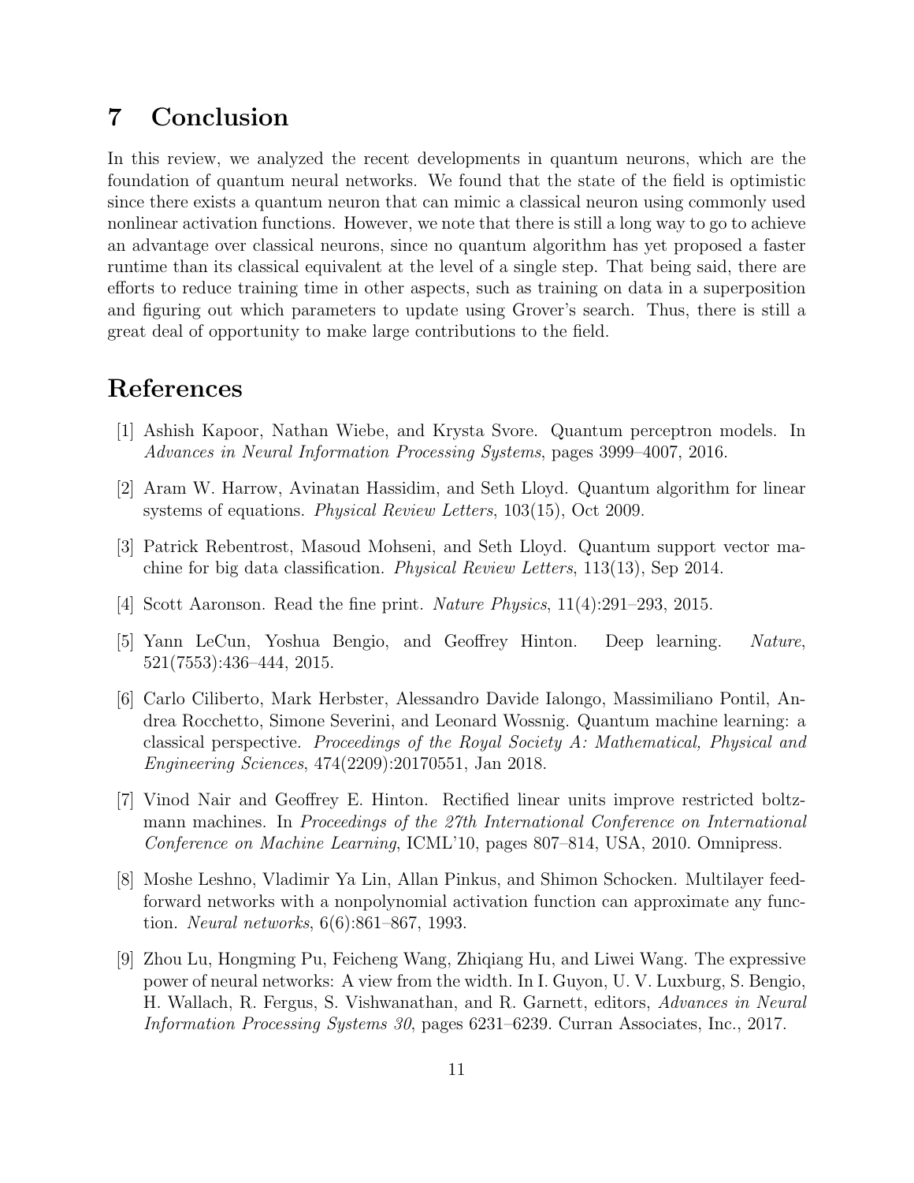## 7 Conclusion

In this review, we analyzed the recent developments in quantum neurons, which are the foundation of quantum neural networks. We found that the state of the field is optimistic since there exists a quantum neuron that can mimic a classical neuron using commonly used nonlinear activation functions. However, we note that there is still a long way to go to achieve an advantage over classical neurons, since no quantum algorithm has yet proposed a faster runtime than its classical equivalent at the level of a single step. That being said, there are efforts to reduce training time in other aspects, such as training on data in a superposition and figuring out which parameters to update using Grover's search. Thus, there is still a great deal of opportunity to make large contributions to the field.

## References

[1] Ashish Kapoor, Nathan Wiebe, and Krysta Svore. Quantum perceptron models. In *Advances in Neural Information Processing Systems*, pages 3999–4007, 2016.

[2] Aram W. Harrow, Avinatan Hassidim, and Seth Lloyd. Quantum algorithm for linear systems of equations. *Physical Review Letters*, 103(15), Oct 2009.

[3] Patrick Rebentrost, Masoud Mohseni, and Seth Lloyd. Quantum support vector machine for big data classification. *Physical Review Letters*, 113(13), Sep 2014.

[4] Scott Aaronson. Read the fine print. *Nature Physics*, 11(4):291–293, 2015.

[5] Yann LeCun, Yoshua Bengio, and Geoffrey Hinton. Deep learning. *Nature*, 521(7553):436–444, 2015.

[6] Carlo Ciliberto, Mark Herbster, Alessandro Davide Ialongo, Massimiliano Pontil, Andrea Rocchetto, Simone Severini, and Leonard Wossnig. Quantum machine learning: a classical perspective. *Proceedings of the Royal Society A: Mathematical, Physical and Engineering Sciences*, 474(2209):20170551, Jan 2018.

[7] Vinod Nair and Geoffrey E. Hinton. Rectified linear units improve restricted boltzmann machines. In *Proceedings of the 27th International Conference on International Conference on Machine Learning*, ICML'10, pages 807–814, USA, 2010. Omnipress.

[8] Moshe Leshno, Vladimir Ya Lin, Allan Pinkus, and Shimon Schocken. Multilayer feedforward networks with a nonpolynomial activation function can approximate any function. *Neural networks*, 6(6):861–867, 1993.

[9] Zhou Lu, Hongming Pu, Feicheng Wang, Zhiqiang Hu, and Liwei Wang. The expressive power of neural networks: A view from the width. In I. Guyon, U. V. Luxburg, S. Bengio, H. Wallach, R. Fergus, S. Vishwanathan, and R. Garnett, editors, *Advances in Neural Information Processing Systems 30*, pages 6231–6239. Curran Associates, Inc., 2017.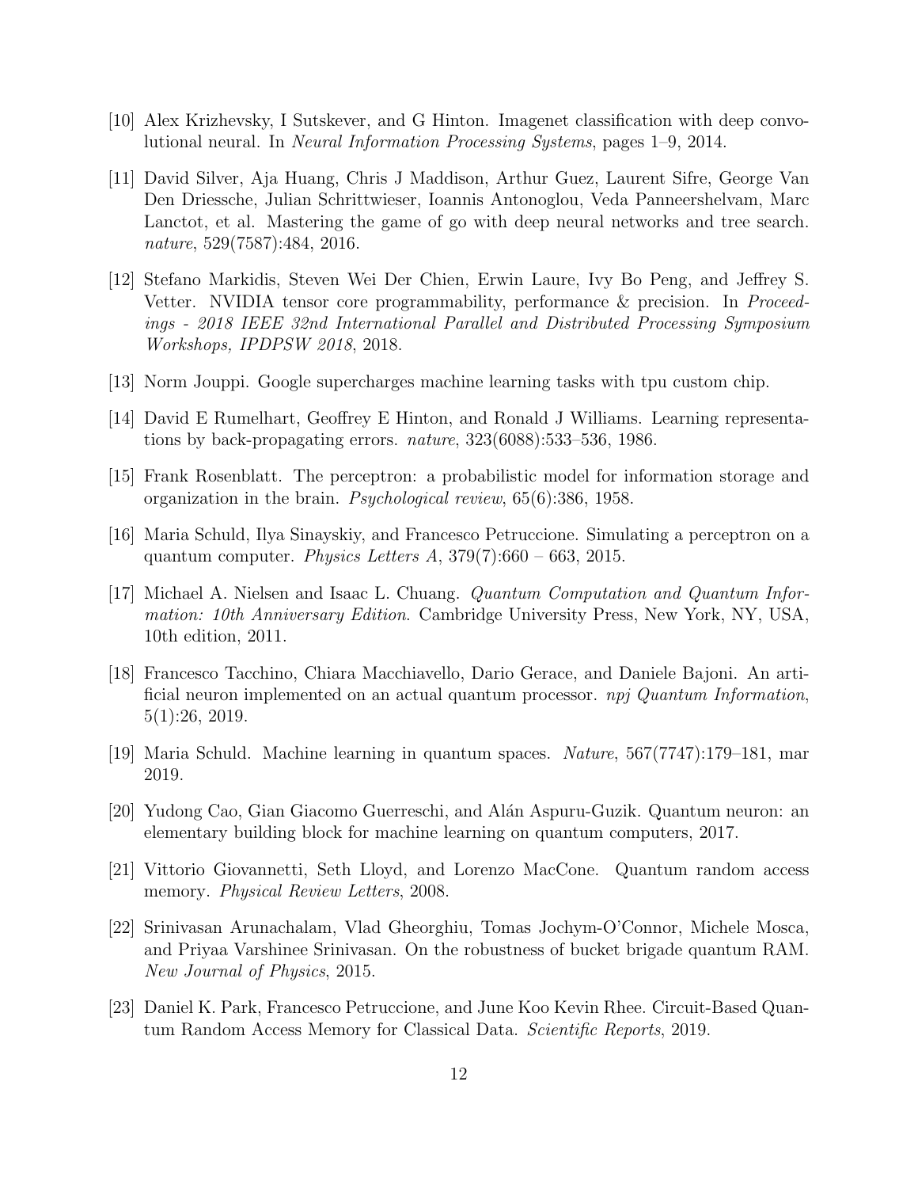[10] Alex Krizhevsky, I Sutskever, and G Hinton. Imagenet classification with deep convolutional neural. In *Neural Information Processing Systems*, pages 1–9, 2014.

[11] David Silver, Aja Huang, Chris J Maddison, Arthur Guez, Laurent Sifre, George Van Den Driessche, Julian Schrittwieser, Ioannis Antonoglou, Veda Panneershelvam, Marc Lanctot, et al. Mastering the game of go with deep neural networks and tree search. *nature*, 529(7587):484, 2016.

[12] Stefano Markidis, Steven Wei Der Chien, Erwin Laure, Ivy Bo Peng, and Jeffrey S. Vetter. NVIDIA tensor core programmability, performance & precision. In *Proceedings - 2018 IEEE 32nd International Parallel and Distributed Processing Symposium Workshops, IPDPSW 2018*, 2018.

[13] Norm Jouppi. Google supercharges machine learning tasks with tpu custom chip.

[14] David E Rumelhart, Geoffrey E Hinton, and Ronald J Williams. Learning representations by back-propagating errors. *nature*, 323(6088):533–536, 1986.

[15] Frank Rosenblatt. The perceptron: a probabilistic model for information storage and organization in the brain. *Psychological review*, 65(6):386, 1958.

[16] Maria Schuld, Ilya Sinayskiy, and Francesco Petruccione. Simulating a perceptron on a quantum computer. *Physics Letters A*, 379(7):660 – 663, 2015.

[17] Michael A. Nielsen and Isaac L. Chuang. *Quantum Computation and Quantum Information: 10th Anniversary Edition*. Cambridge University Press, New York, NY, USA, 10th edition, 2011.

[18] Francesco Tacchino, Chiara Macchiavello, Dario Gerace, and Daniele Bajoni. An artificial neuron implemented on an actual quantum processor. *npj Quantum Information*, 5(1):26, 2019.

[19] Maria Schuld. Machine learning in quantum spaces. *Nature*, 567(7747):179–181, mar 2019.

[20] Yudong Cao, Gian Giacomo Guerreschi, and Alán Aspuru-Guzik. Quantum neuron: an elementary building block for machine learning on quantum computers, 2017.

[21] Vittorio Giovannetti, Seth Lloyd, and Lorenzo MacCone. Quantum random access memory. *Physical Review Letters*, 2008.

[22] Srinivasan Arunachalam, Vlad Gheorghiu, Tomas Jochym-O'Connor, Michele Mosca, and Priyaa Varshinee Srinivasan. On the robustness of bucket brigade quantum RAM. *New Journal of Physics*, 2015.

[23] Daniel K. Park, Francesco Petruccione, and June Koo Kevin Rhee. Circuit-Based Quantum Random Access Memory for Classical Data. *Scientific Reports*, 2019.